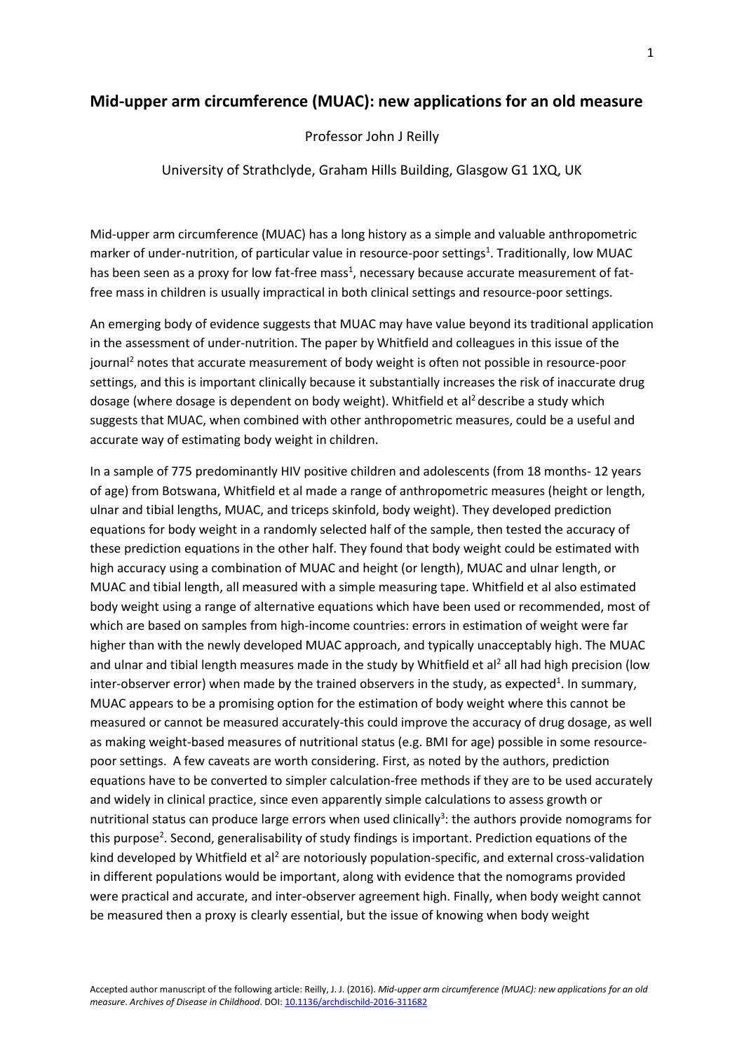# Mid-upper arm circumference (MUAC): new applications for an old measure

Professor John J Reilly

University of Strathclyde, Graham Hills Building, Glasgow G1 1XQ, UK

Mid-upper arm circumference (MUAC) has a long history as a simple and valuable anthropometric marker of under-nutrition, of particular value in resource-poor settings[1]. Traditionally, low MUAC has been seen as a proxy for low fat-free mass[1], necessary because accurate measurement of fat-free mass in children is usually impractical in both clinical settings and resource-poor settings.

An emerging body of evidence suggests that MUAC may have value beyond its traditional application in the assessment of under-nutrition. The paper by Whitfield and colleagues in this issue of the journal[2] notes that accurate measurement of body weight is often not possible in resource-poor settings, and this is important clinically because it substantially increases the risk of inaccurate drug dosage (where dosage is dependent on body weight). Whitfield et al[2] describe a study which suggests that MUAC, when combined with other anthropometric measures, could be a useful and accurate way of estimating body weight in children.

In a sample of 775 predominantly HIV positive children and adolescents (from 18 months- 12 years of age) from Botswana, Whitfield et al made a range of anthropometric measures (height or length, ulnar and tibial lengths, MUAC, and triceps skinfold, body weight). They developed prediction equations for body weight in a randomly selected half of the sample, then tested the accuracy of these prediction equations in the other half. They found that body weight could be estimated with high accuracy using a combination of MUAC and height (or length), MUAC and ulnar length, or MUAC and tibial length, all measured with a simple measuring tape. Whitfield et al also estimated body weight using a range of alternative equations which have been used or recommended, most of which are based on samples from high-income countries: errors in estimation of weight were far higher than with the newly developed MUAC approach, and typically unacceptably high. The MUAC and ulnar and tibial length measures made in the study by Whitfield et al[2] all had high precision (low inter-observer error) when made by the trained observers in the study, as expected[1]. In summary, MUAC appears to be a promising option for the estimation of body weight where this cannot be measured or cannot be measured accurately-this could improve the accuracy of drug dosage, as well as making weight-based measures of nutritional status (e.g. BMI for age) possible in some resource-poor settings. A few caveats are worth considering. First, as noted by the authors, prediction equations have to be converted to simpler calculation-free methods if they are to be used accurately and widely in clinical practice, since even apparently simple calculations to assess growth or nutritional status can produce large errors when used clinically[3]: the authors provide nomograms for this purpose[2]. Second, generalisability of study findings is important. Prediction equations of the kind developed by Whitfield et al[2] are notoriously population-specific, and external cross-validation in different populations would be important, along with evidence that the nomograms provided were practical and accurate, and inter-observer agreement high. Finally, when body weight cannot be measured then a proxy is clearly essential, but the issue of knowing when body weight

Accepted author manuscript of the following article: Reilly, J. J. (2016). *Mid-upper arm circumference (MUAC): new applications for an old measure*. *Archives of Disease in Childhood*. DOI: 10.1136/archdischild-2016-311682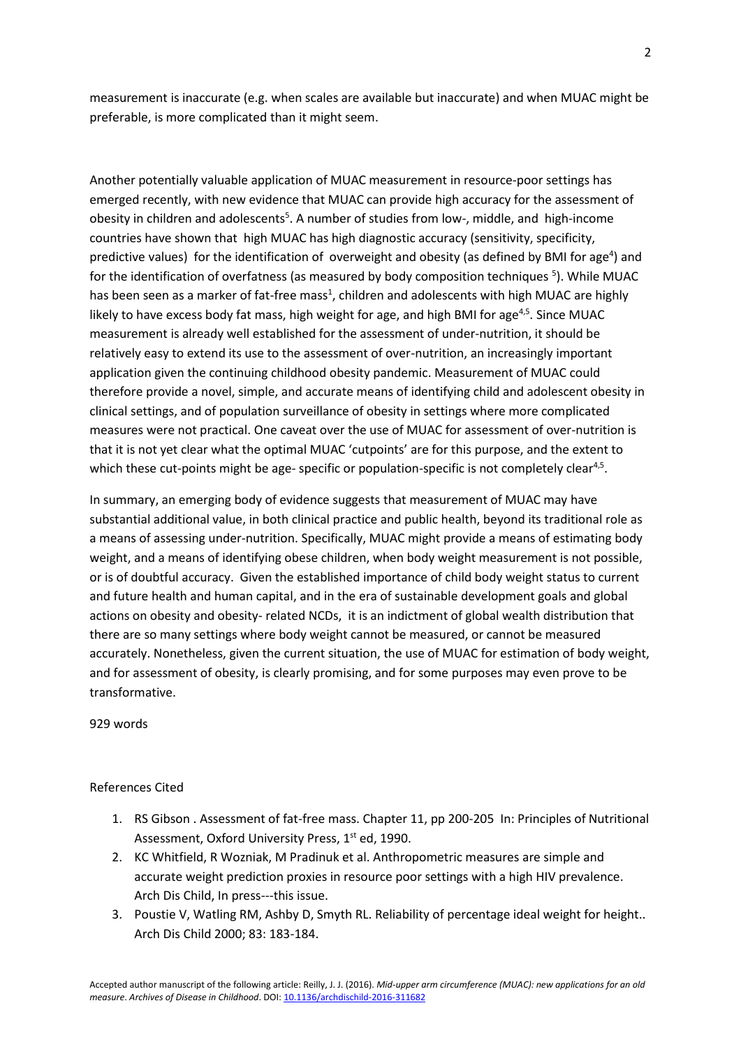measurement is inaccurate (e.g. when scales are available but inaccurate) and when MUAC might be preferable, is more complicated than it might seem.

Another potentially valuable application of MUAC measurement in resource-poor settings has emerged recently, with new evidence that MUAC can provide high accuracy for the assessment of obesity in children and adolescents[5]. A number of studies from low-, middle, and high-income countries have shown that high MUAC has high diagnostic accuracy (sensitivity, specificity, predictive values) for the identification of overweight and obesity (as defined by BMI for age[4]) and for the identification of overfatness (as measured by body composition techniques [5]). While MUAC has been seen as a marker of fat-free mass[1], children and adolescents with high MUAC are highly likely to have excess body fat mass, high weight for age, and high BMI for age[4,5]. Since MUAC measurement is already well established for the assessment of under-nutrition, it should be relatively easy to extend its use to the assessment of over-nutrition, an increasingly important application given the continuing childhood obesity pandemic. Measurement of MUAC could therefore provide a novel, simple, and accurate means of identifying child and adolescent obesity in clinical settings, and of population surveillance of obesity in settings where more complicated measures were not practical. One caveat over the use of MUAC for assessment of over-nutrition is that it is not yet clear what the optimal MUAC 'cutpoints' are for this purpose, and the extent to which these cut-points might be age- specific or population-specific is not completely clear[4,5].

In summary, an emerging body of evidence suggests that measurement of MUAC may have substantial additional value, in both clinical practice and public health, beyond its traditional role as a means of assessing under-nutrition. Specifically, MUAC might provide a means of estimating body weight, and a means of identifying obese children, when body weight measurement is not possible, or is of doubtful accuracy. Given the established importance of child body weight status to current and future health and human capital, and in the era of sustainable development goals and global actions on obesity and obesity- related NCDs, it is an indictment of global wealth distribution that there are so many settings where body weight cannot be measured, or cannot be measured accurately. Nonetheless, given the current situation, the use of MUAC for estimation of body weight, and for assessment of obesity, is clearly promising, and for some purposes may even prove to be transformative.

929 words

References Cited

1. RS Gibson . Assessment of fat-free mass. Chapter 11, pp 200-205 In: Principles of Nutritional Assessment, Oxford University Press, 1st ed, 1990.
2. KC Whitfield, R Wozniak, M Pradinuk et al. Anthropometric measures are simple and accurate weight prediction proxies in resource poor settings with a high HIV prevalence. Arch Dis Child, In press---this issue.
3. Poustie V, Watling RM, Ashby D, Smyth RL. Reliability of percentage ideal weight for height.. Arch Dis Child 2000; 83: 183-184.

Accepted author manuscript of the following article: Reilly, J. J. (2016). *Mid-upper arm circumference (MUAC): new applications for an old measure. Archives of Disease in Childhood*. DOI: 10.1136/archdischild-2016-311682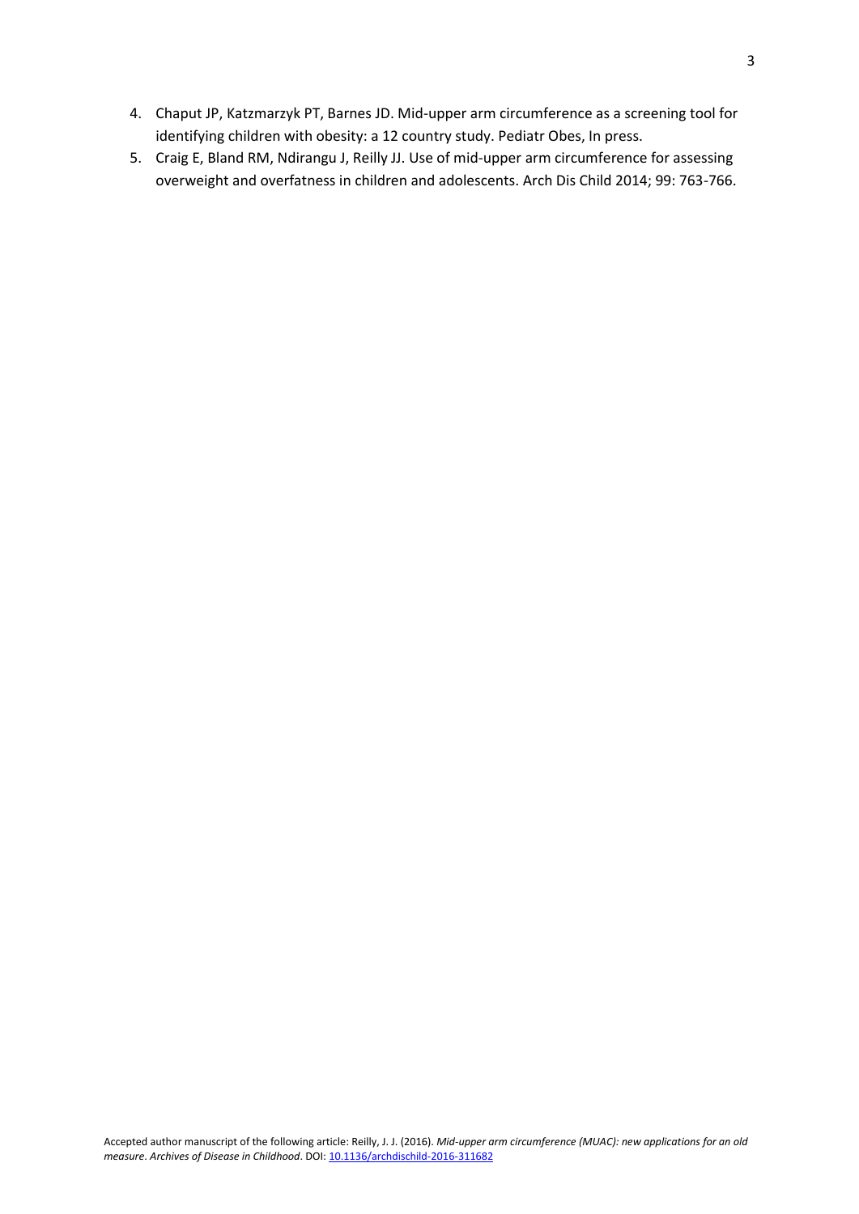4. Chaput JP, Katzmarzyk PT, Barnes JD. Mid-upper arm circumference as a screening tool for identifying children with obesity: a 12 country study. Pediatr Obes, In press.
5. Craig E, Bland RM, Ndirangu J, Reilly JJ. Use of mid-upper arm circumference for assessing overweight and overfatness in children and adolescents. Arch Dis Child 2014; 99: 763-766.

Accepted author manuscript of the following article: Reilly, J. J. (2016). *Mid-upper arm circumference (MUAC): new applications for an old measure*. *Archives of Disease in Childhood*. DOI: 10.1136/archdischild-2016-311682